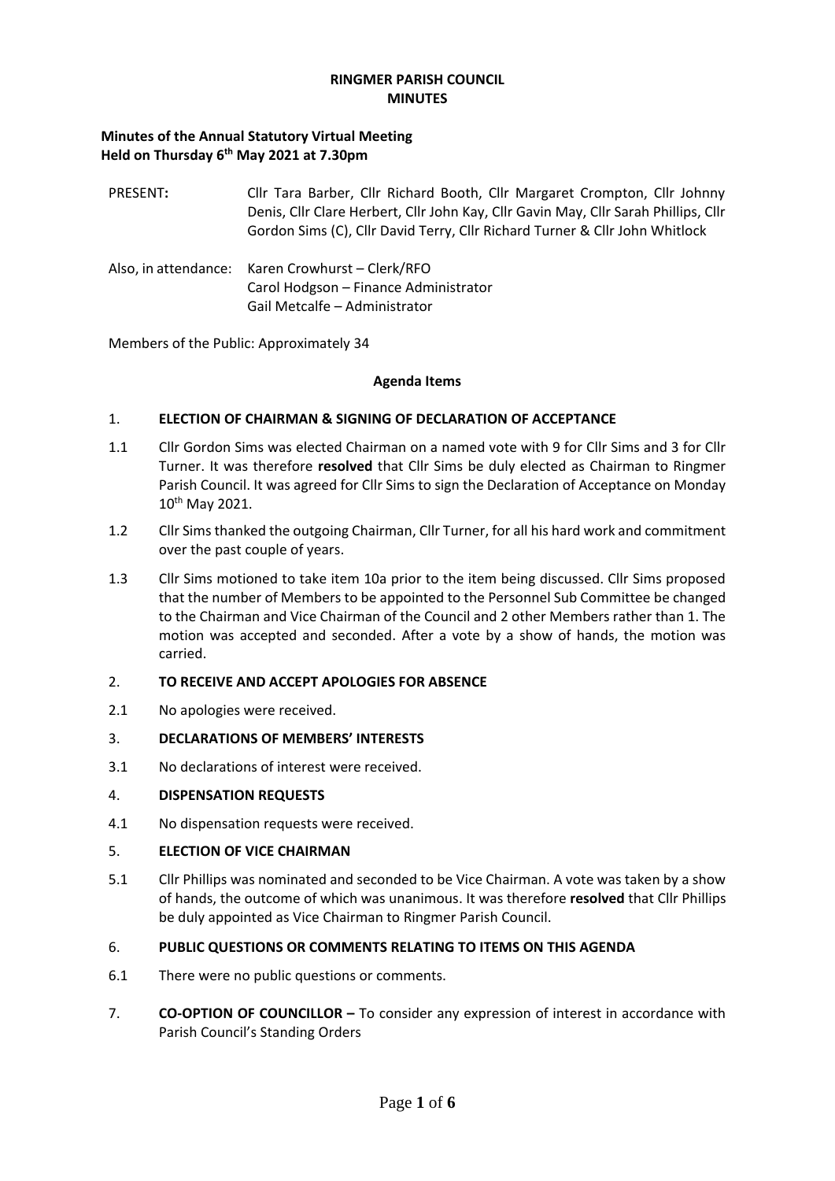**RINGMER PARISH COUNCIL**
**MINUTES**

**Minutes of the Annual Statutory Virtual Meeting**
**Held on Thursday 6th May 2021 at 7.30pm**

PRESENT**:** Cllr Tara Barber, Cllr Richard Booth, Cllr Margaret Crompton, Cllr Johnny Denis, Cllr Clare Herbert, Cllr John Kay, Cllr Gavin May, Cllr Sarah Phillips, Cllr Gordon Sims (C), Cllr David Terry, Cllr Richard Turner & Cllr John Whitlock

Also, in attendance: Karen Crowhurst – Clerk/RFO
Carol Hodgson – Finance Administrator
Gail Metcalfe – Administrator

Members of the Public: Approximately 34

**Agenda Items**

1. **ELECTION OF CHAIRMAN & SIGNING OF DECLARATION OF ACCEPTANCE**

1.1 Cllr Gordon Sims was elected Chairman on a named vote with 9 for Cllr Sims and 3 for Cllr Turner. It was therefore **resolved** that Cllr Sims be duly elected as Chairman to Ringmer Parish Council. It was agreed for Cllr Sims to sign the Declaration of Acceptance on Monday 10th May 2021.

1.2 Cllr Sims thanked the outgoing Chairman, Cllr Turner, for all his hard work and commitment over the past couple of years.

1.3 Cllr Sims motioned to take item 10a prior to the item being discussed. Cllr Sims proposed that the number of Members to be appointed to the Personnel Sub Committee be changed to the Chairman and Vice Chairman of the Council and 2 other Members rather than 1. The motion was accepted and seconded. After a vote by a show of hands, the motion was carried.

2. **TO RECEIVE AND ACCEPT APOLOGIES FOR ABSENCE**

2.1 No apologies were received.

3. **DECLARATIONS OF MEMBERS' INTERESTS**

3.1 No declarations of interest were received.

4. **DISPENSATION REQUESTS**

4.1 No dispensation requests were received.

5. **ELECTION OF VICE CHAIRMAN**

5.1 Cllr Phillips was nominated and seconded to be Vice Chairman. A vote was taken by a show of hands, the outcome of which was unanimous. It was therefore **resolved** that Cllr Phillips be duly appointed as Vice Chairman to Ringmer Parish Council.

6. **PUBLIC QUESTIONS OR COMMENTS RELATING TO ITEMS ON THIS AGENDA**

6.1 There were no public questions or comments.

7. **CO-OPTION OF COUNCILLOR –** To consider any expression of interest in accordance with Parish Council's Standing Orders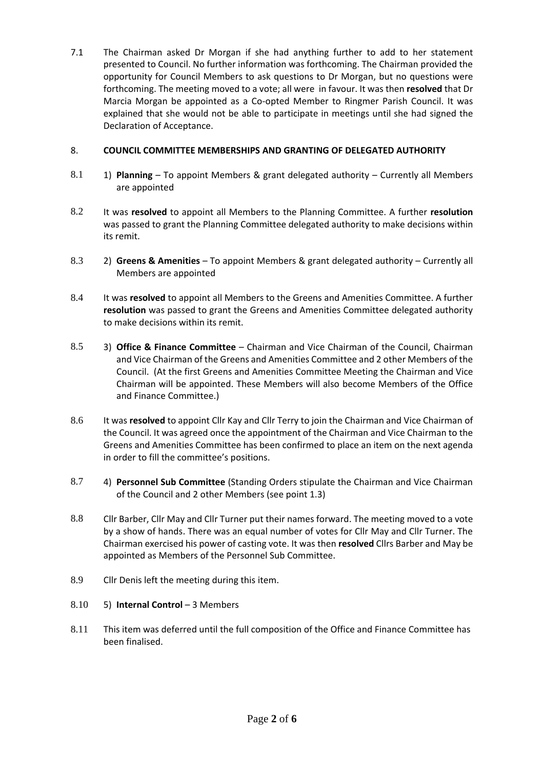7.1 The Chairman asked Dr Morgan if she had anything further to add to her statement presented to Council. No further information was forthcoming. The Chairman provided the opportunity for Council Members to ask questions to Dr Morgan, but no questions were forthcoming. The meeting moved to a vote; all were in favour. It was then **resolved** that Dr Marcia Morgan be appointed as a Co-opted Member to Ringmer Parish Council. It was explained that she would not be able to participate in meetings until she had signed the Declaration of Acceptance.

## 8. COUNCIL COMMITTEE MEMBERSHIPS AND GRANTING OF DELEGATED AUTHORITY

8.1 1) **Planning** – To appoint Members & grant delegated authority – Currently all Members are appointed

8.2 It was **resolved** to appoint all Members to the Planning Committee. A further **resolution** was passed to grant the Planning Committee delegated authority to make decisions within its remit.

8.3 2) **Greens & Amenities** – To appoint Members & grant delegated authority – Currently all Members are appointed

8.4 It was **resolved** to appoint all Members to the Greens and Amenities Committee. A further **resolution** was passed to grant the Greens and Amenities Committee delegated authority to make decisions within its remit.

8.5 3) **Office & Finance Committee** – Chairman and Vice Chairman of the Council, Chairman and Vice Chairman of the Greens and Amenities Committee and 2 other Members of the Council. (At the first Greens and Amenities Committee Meeting the Chairman and Vice Chairman will be appointed. These Members will also become Members of the Office and Finance Committee.)

8.6 It was **resolved** to appoint Cllr Kay and Cllr Terry to join the Chairman and Vice Chairman of the Council. It was agreed once the appointment of the Chairman and Vice Chairman to the Greens and Amenities Committee has been confirmed to place an item on the next agenda in order to fill the committee's positions.

8.7 4) **Personnel Sub Committee** (Standing Orders stipulate the Chairman and Vice Chairman of the Council and 2 other Members (see point 1.3)

8.8 Cllr Barber, Cllr May and Cllr Turner put their names forward. The meeting moved to a vote by a show of hands. There was an equal number of votes for Cllr May and Cllr Turner. The Chairman exercised his power of casting vote. It was then **resolved** Cllrs Barber and May be appointed as Members of the Personnel Sub Committee.

8.9 Cllr Denis left the meeting during this item.

8.10 5) **Internal Control** – 3 Members

8.11 This item was deferred until the full composition of the Office and Finance Committee has been finalised.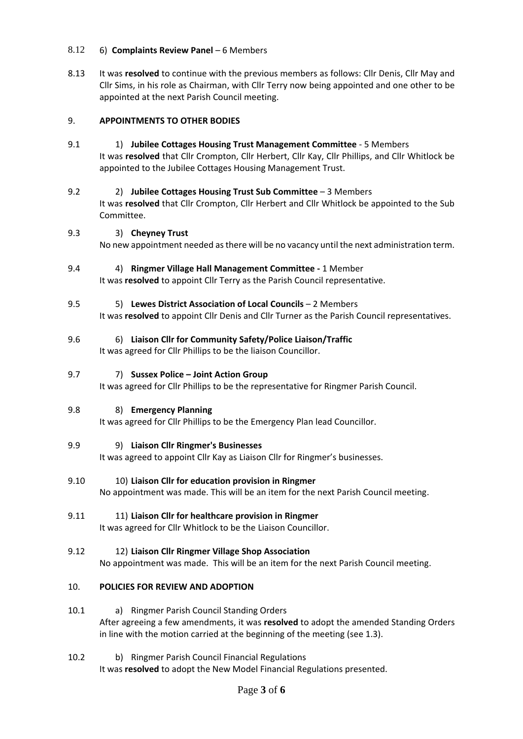8.12 6) **Complaints Review Panel** – 6 Members

8.13 It was **resolved** to continue with the previous members as follows: Cllr Denis, Cllr May and Cllr Sims, in his role as Chairman, with Cllr Terry now being appointed and one other to be appointed at the next Parish Council meeting.

## 9. APPOINTMENTS TO OTHER BODIES

9.1 1) **Jubilee Cottages Housing Trust Management Committee** - 5 Members
It was **resolved** that Cllr Crompton, Cllr Herbert, Cllr Kay, Cllr Phillips, and Cllr Whitlock be appointed to the Jubilee Cottages Housing Management Trust.

9.2 2) **Jubilee Cottages Housing Trust Sub Committee** – 3 Members
It was **resolved** that Cllr Crompton, Cllr Herbert and Cllr Whitlock be appointed to the Sub Committee.

9.3 3) **Cheyney Trust**
No new appointment needed as there will be no vacancy until the next administration term.

9.4 4) **Ringmer Village Hall Management Committee -** 1 Member
It was **resolved** to appoint Cllr Terry as the Parish Council representative.

9.5 5) **Lewes District Association of Local Councils** – 2 Members
It was **resolved** to appoint Cllr Denis and Cllr Turner as the Parish Council representatives.

9.6 6) **Liaison Cllr for Community Safety/Police Liaison/Traffic**
It was agreed for Cllr Phillips to be the liaison Councillor.

9.7 7) **Sussex Police – Joint Action Group**
It was agreed for Cllr Phillips to be the representative for Ringmer Parish Council.

9.8 8) **Emergency Planning**
It was agreed for Cllr Phillips to be the Emergency Plan lead Councillor.

9.9 9) **Liaison Cllr Ringmer's Businesses**
It was agreed to appoint Cllr Kay as Liaison Cllr for Ringmer's businesses.

9.10 10) **Liaison Cllr for education provision in Ringmer**
No appointment was made. This will be an item for the next Parish Council meeting.

9.11 11) **Liaison Cllr for healthcare provision in Ringmer**
It was agreed for Cllr Whitlock to be the Liaison Councillor.

9.12 12) **Liaison Cllr Ringmer Village Shop Association**
No appointment was made. This will be an item for the next Parish Council meeting.

## 10. POLICIES FOR REVIEW AND ADOPTION

10.1 a) Ringmer Parish Council Standing Orders
After agreeing a few amendments, it was **resolved** to adopt the amended Standing Orders in line with the motion carried at the beginning of the meeting (see 1.3).

10.2 b) Ringmer Parish Council Financial Regulations
It was **resolved** to adopt the New Model Financial Regulations presented.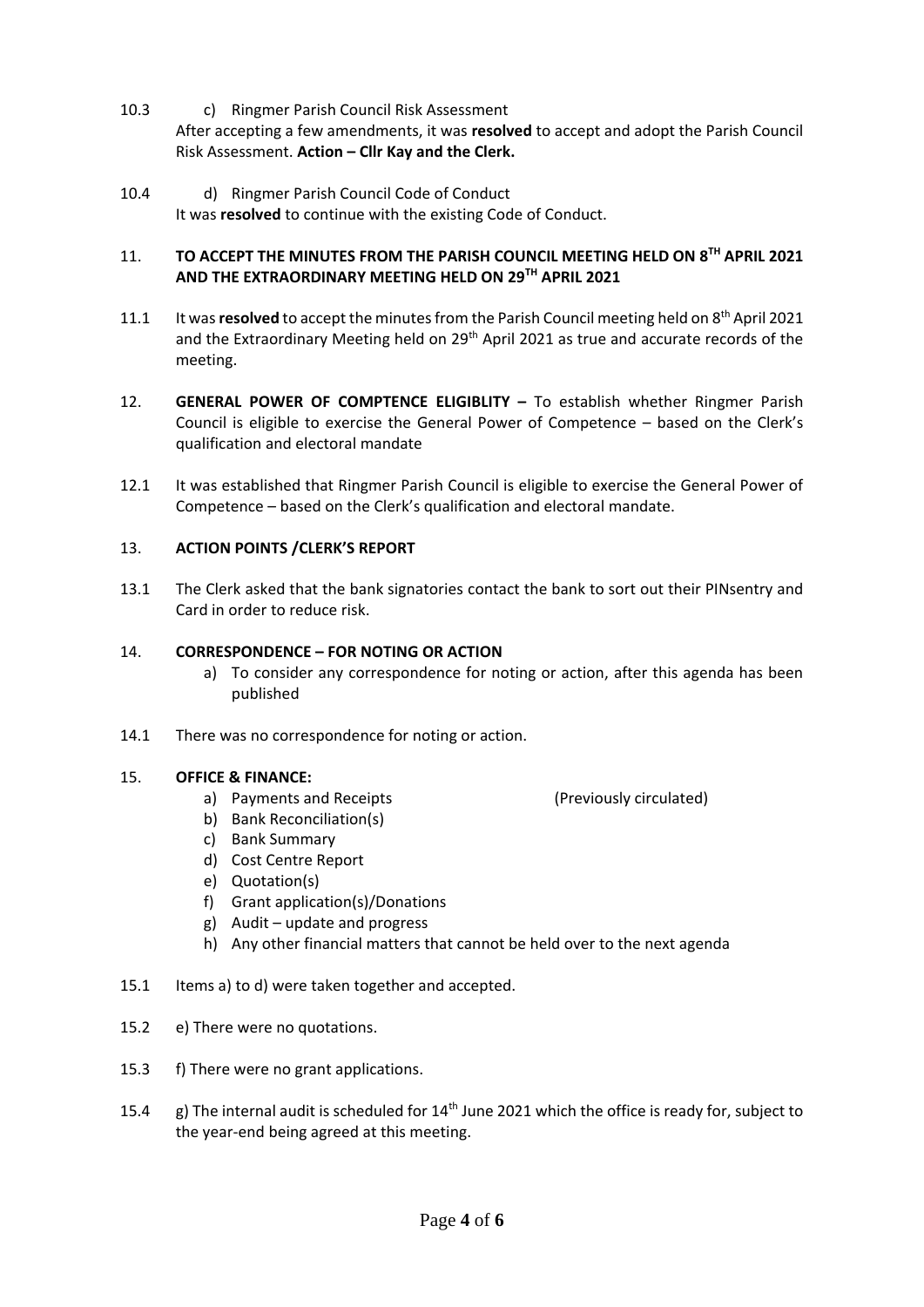10.3 c) Ringmer Parish Council Risk Assessment

After accepting a few amendments, it was **resolved** to accept and adopt the Parish Council Risk Assessment. **Action – Cllr Kay and the Clerk.**

10.4 d) Ringmer Parish Council Code of Conduct

It was **resolved** to continue with the existing Code of Conduct.

11. **TO ACCEPT THE MINUTES FROM THE PARISH COUNCIL MEETING HELD ON 8TH APRIL 2021 AND THE EXTRAORDINARY MEETING HELD ON 29TH APRIL 2021**

11.1 It was **resolved** to accept the minutes from the Parish Council meeting held on 8th April 2021 and the Extraordinary Meeting held on 29th April 2021 as true and accurate records of the meeting.

12. **GENERAL POWER OF COMPTENCE ELIGIBLITY –** To establish whether Ringmer Parish Council is eligible to exercise the General Power of Competence – based on the Clerk's qualification and electoral mandate

12.1 It was established that Ringmer Parish Council is eligible to exercise the General Power of Competence – based on the Clerk's qualification and electoral mandate.

13. **ACTION POINTS /CLERK'S REPORT**

13.1 The Clerk asked that the bank signatories contact the bank to sort out their PINsentry and Card in order to reduce risk.

14. **CORRESPONDENCE – FOR NOTING OR ACTION**

a) To consider any correspondence for noting or action, after this agenda has been published

14.1 There was no correspondence for noting or action.

15. **OFFICE & FINANCE:**

a) Payments and Receipts (Previously circulated)
b) Bank Reconciliation(s)
c) Bank Summary
d) Cost Centre Report
e) Quotation(s)
f) Grant application(s)/Donations
g) Audit – update and progress
h) Any other financial matters that cannot be held over to the next agenda

15.1 Items a) to d) were taken together and accepted.

15.2 e) There were no quotations.

15.3 f) There were no grant applications.

15.4 g) The internal audit is scheduled for 14th June 2021 which the office is ready for, subject to the year-end being agreed at this meeting.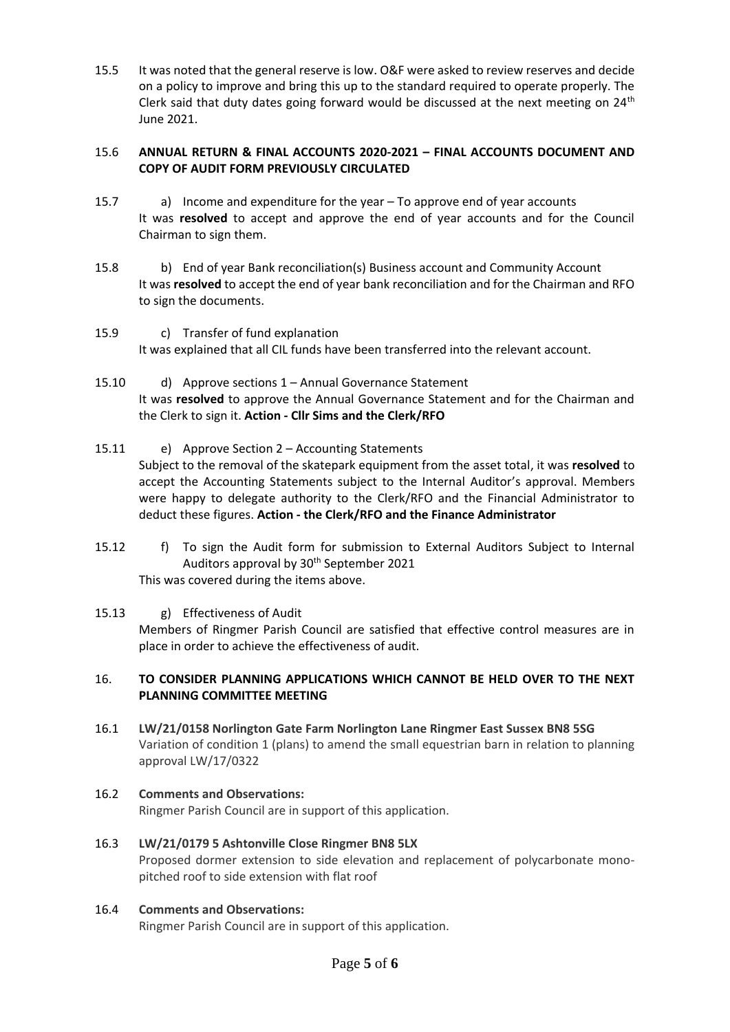15.5 It was noted that the general reserve is low. O&F were asked to review reserves and decide on a policy to improve and bring this up to the standard required to operate properly. The Clerk said that duty dates going forward would be discussed at the next meeting on 24th June 2021.

15.6 **ANNUAL RETURN & FINAL ACCOUNTS 2020-2021 – FINAL ACCOUNTS DOCUMENT AND COPY OF AUDIT FORM PREVIOUSLY CIRCULATED**

15.7 a) Income and expenditure for the year – To approve end of year accounts
It was **resolved** to accept and approve the end of year accounts and for the Council Chairman to sign them.

15.8 b) End of year Bank reconciliation(s) Business account and Community Account
It was **resolved** to accept the end of year bank reconciliation and for the Chairman and RFO to sign the documents.

15.9 c) Transfer of fund explanation
It was explained that all CIL funds have been transferred into the relevant account.

15.10 d) Approve sections 1 – Annual Governance Statement
It was **resolved** to approve the Annual Governance Statement and for the Chairman and the Clerk to sign it. **Action - Cllr Sims and the Clerk/RFO**

15.11 e) Approve Section 2 – Accounting Statements
Subject to the removal of the skatepark equipment from the asset total, it was **resolved** to accept the Accounting Statements subject to the Internal Auditor's approval. Members were happy to delegate authority to the Clerk/RFO and the Financial Administrator to deduct these figures. **Action - the Clerk/RFO and the Finance Administrator**

15.12 f) To sign the Audit form for submission to External Auditors Subject to Internal Auditors approval by 30th September 2021
This was covered during the items above.

15.13 g) Effectiveness of Audit
Members of Ringmer Parish Council are satisfied that effective control measures are in place in order to achieve the effectiveness of audit.

16. **TO CONSIDER PLANNING APPLICATIONS WHICH CANNOT BE HELD OVER TO THE NEXT PLANNING COMMITTEE MEETING**

16.1 **LW/21/0158 Norlington Gate Farm Norlington Lane Ringmer East Sussex BN8 5SG**
Variation of condition 1 (plans) to amend the small equestrian barn in relation to planning approval LW/17/0322

16.2 **Comments and Observations:**
Ringmer Parish Council are in support of this application.

16.3 **LW/21/0179 5 Ashtonville Close Ringmer BN8 5LX**
Proposed dormer extension to side elevation and replacement of polycarbonate mono-pitched roof to side extension with flat roof

16.4 **Comments and Observations:**
Ringmer Parish Council are in support of this application.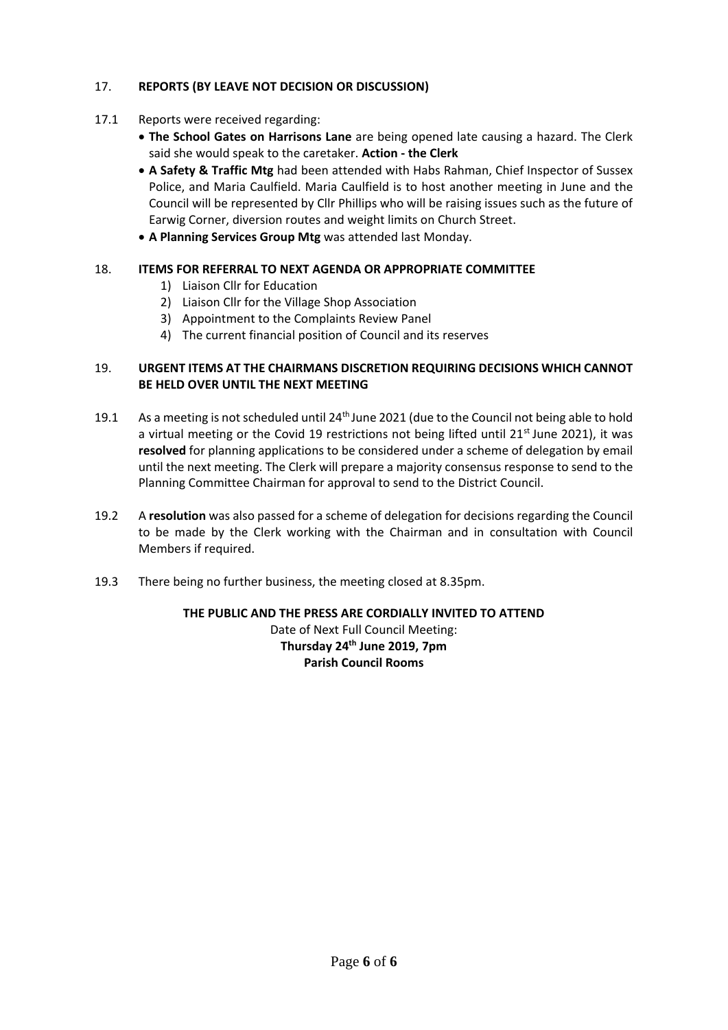## 17. **REPORTS (BY LEAVE NOT DECISION OR DISCUSSION)**

17.1 Reports were received regarding:

- **The School Gates on Harrisons Lane** are being opened late causing a hazard. The Clerk said she would speak to the caretaker. **Action - the Clerk**
- **A Safety & Traffic Mtg** had been attended with Habs Rahman, Chief Inspector of Sussex Police, and Maria Caulfield. Maria Caulfield is to host another meeting in June and the Council will be represented by Cllr Phillips who will be raising issues such as the future of Earwig Corner, diversion routes and weight limits on Church Street.
- **A Planning Services Group Mtg** was attended last Monday.

## 18. **ITEMS FOR REFERRAL TO NEXT AGENDA OR APPROPRIATE COMMITTEE**

1) Liaison Cllr for Education
2) Liaison Cllr for the Village Shop Association
3) Appointment to the Complaints Review Panel
4) The current financial position of Council and its reserves

## 19. **URGENT ITEMS AT THE CHAIRMANS DISCRETION REQUIRING DECISIONS WHICH CANNOT BE HELD OVER UNTIL THE NEXT MEETING**

19.1 As a meeting is not scheduled until 24th June 2021 (due to the Council not being able to hold a virtual meeting or the Covid 19 restrictions not being lifted until 21st June 2021), it was **resolved** for planning applications to be considered under a scheme of delegation by email until the next meeting. The Clerk will prepare a majority consensus response to send to the Planning Committee Chairman for approval to send to the District Council.

19.2 A **resolution** was also passed for a scheme of delegation for decisions regarding the Council to be made by the Clerk working with the Chairman and in consultation with Council Members if required.

19.3 There being no further business, the meeting closed at 8.35pm.

**THE PUBLIC AND THE PRESS ARE CORDIALLY INVITED TO ATTEND**

Date of Next Full Council Meeting:

**Thursday 24th June 2019, 7pm**

**Parish Council Rooms**